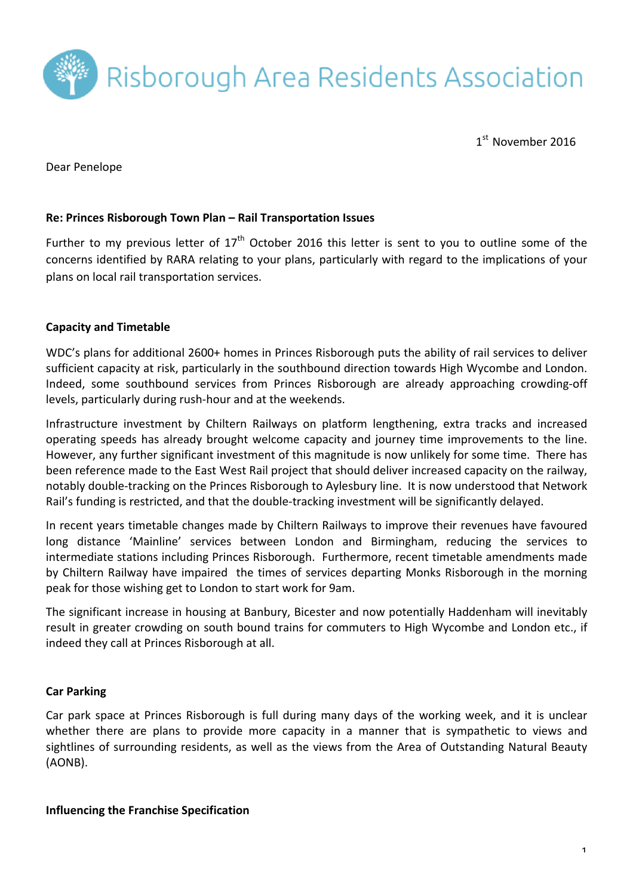# Risborough Area Residents Association

1st November 2016

Dear Penelope

**Re: Princes Risborough Town Plan – Rail Transportation Issues**

Further to my previous letter of 17th October 2016 this letter is sent to you to outline some of the concerns identified by RARA relating to your plans, particularly with regard to the implications of your plans on local rail transportation services.

## Capacity and Timetable

WDC's plans for additional 2600+ homes in Princes Risborough puts the ability of rail services to deliver sufficient capacity at risk, particularly in the southbound direction towards High Wycombe and London. Indeed, some southbound services from Princes Risborough are already approaching crowding-off levels, particularly during rush-hour and at the weekends.

Infrastructure investment by Chiltern Railways on platform lengthening, extra tracks and increased operating speeds has already brought welcome capacity and journey time improvements to the line. However, any further significant investment of this magnitude is now unlikely for some time. There has been reference made to the East West Rail project that should deliver increased capacity on the railway, notably double-tracking on the Princes Risborough to Aylesbury line. It is now understood that Network Rail's funding is restricted, and that the double-tracking investment will be significantly delayed.

In recent years timetable changes made by Chiltern Railways to improve their revenues have favoured long distance 'Mainline' services between London and Birmingham, reducing the services to intermediate stations including Princes Risborough. Furthermore, recent timetable amendments made by Chiltern Railway have impaired the times of services departing Monks Risborough in the morning peak for those wishing get to London to start work for 9am.

The significant increase in housing at Banbury, Bicester and now potentially Haddenham will inevitably result in greater crowding on south bound trains for commuters to High Wycombe and London etc., if indeed they call at Princes Risborough at all.

## Car Parking

Car park space at Princes Risborough is full during many days of the working week, and it is unclear whether there are plans to provide more capacity in a manner that is sympathetic to views and sightlines of surrounding residents, as well as the views from the Area of Outstanding Natural Beauty (AONB).

## Influencing the Franchise Specification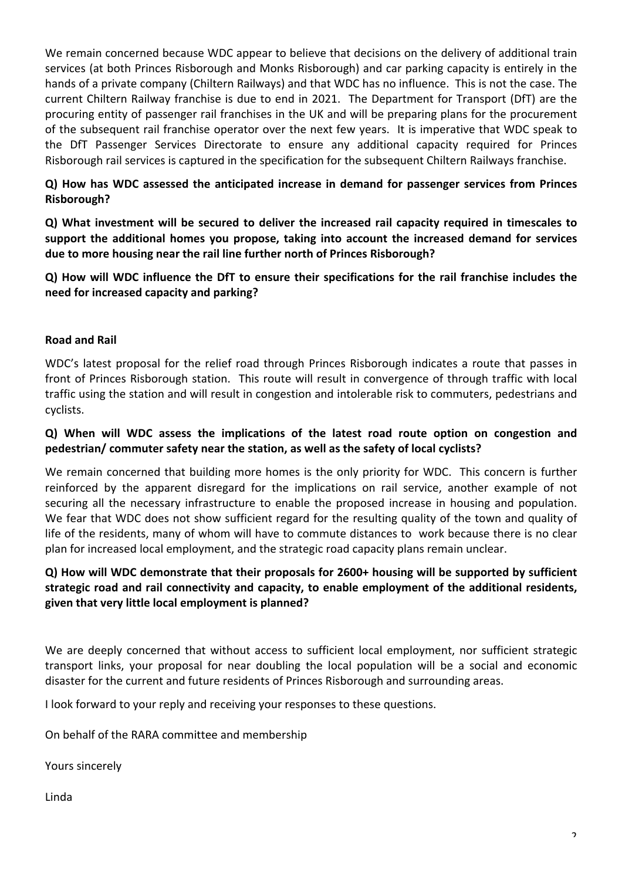We remain concerned because WDC appear to believe that decisions on the delivery of additional train services (at both Princes Risborough and Monks Risborough) and car parking capacity is entirely in the hands of a private company (Chiltern Railways) and that WDC has no influence. This is not the case. The current Chiltern Railway franchise is due to end in 2021. The Department for Transport (DfT) are the procuring entity of passenger rail franchises in the UK and will be preparing plans for the procurement of the subsequent rail franchise operator over the next few years. It is imperative that WDC speak to the DfT Passenger Services Directorate to ensure any additional capacity required for Princes Risborough rail services is captured in the specification for the subsequent Chiltern Railways franchise.

**Q) How has WDC assessed the anticipated increase in demand for passenger services from Princes Risborough?**

**Q) What investment will be secured to deliver the increased rail capacity required in timescales to support the additional homes you propose, taking into account the increased demand for services due to more housing near the rail line further north of Princes Risborough?**

**Q) How will WDC influence the DfT to ensure their specifications for the rail franchise includes the need for increased capacity and parking?**

**Road and Rail**

WDC's latest proposal for the relief road through Princes Risborough indicates a route that passes in front of Princes Risborough station. This route will result in convergence of through traffic with local traffic using the station and will result in congestion and intolerable risk to commuters, pedestrians and cyclists.

**Q) When will WDC assess the implications of the latest road route option on congestion and pedestrian/ commuter safety near the station, as well as the safety of local cyclists?**

We remain concerned that building more homes is the only priority for WDC. This concern is further reinforced by the apparent disregard for the implications on rail service, another example of not securing all the necessary infrastructure to enable the proposed increase in housing and population. We fear that WDC does not show sufficient regard for the resulting quality of the town and quality of life of the residents, many of whom will have to commute distances to work because there is no clear plan for increased local employment, and the strategic road capacity plans remain unclear.

**Q) How will WDC demonstrate that their proposals for 2600+ housing will be supported by sufficient strategic road and rail connectivity and capacity, to enable employment of the additional residents, given that very little local employment is planned?**

We are deeply concerned that without access to sufficient local employment, nor sufficient strategic transport links, your proposal for near doubling the local population will be a social and economic disaster for the current and future residents of Princes Risborough and surrounding areas.

I look forward to your reply and receiving your responses to these questions.

On behalf of the RARA committee and membership

Yours sincerely

Linda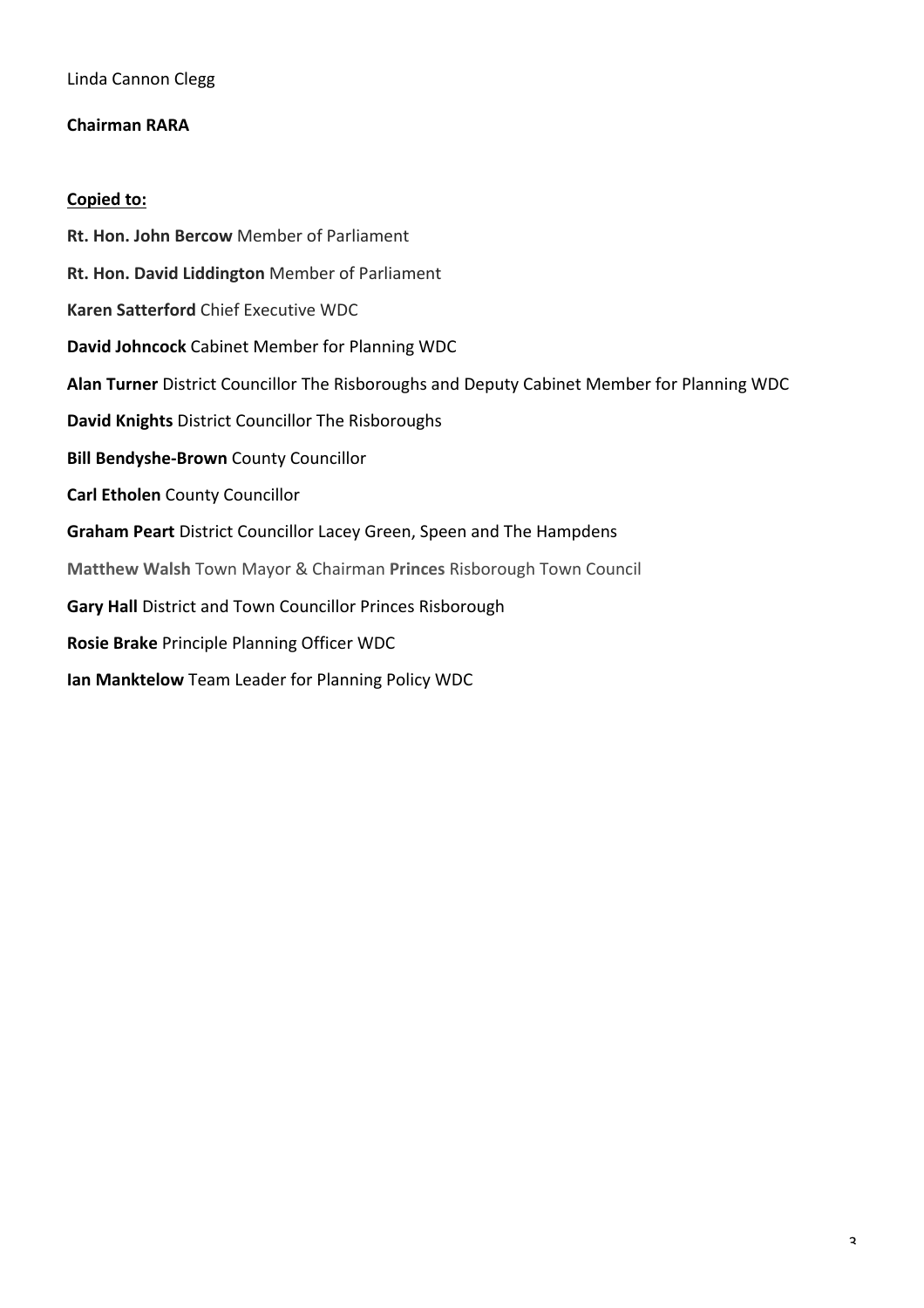Linda Cannon Clegg

**Chairman RARA**

**Copied to:**

**Rt. Hon. John Bercow** Member of Parliament

**Rt. Hon. David Liddington** Member of Parliament

**Karen Satterford** Chief Executive WDC

**David Johncock** Cabinet Member for Planning WDC

**Alan Turner** District Councillor The Risboroughs and Deputy Cabinet Member for Planning WDC

**David Knights** District Councillor The Risboroughs

**Bill Bendyshe-Brown** County Councillor

**Carl Etholen** County Councillor

**Graham Peart** District Councillor Lacey Green, Speen and The Hampdens

**Matthew Walsh** Town Mayor & Chairman **Princes** Risborough Town Council

**Gary Hall** District and Town Councillor Princes Risborough

**Rosie Brake** Principle Planning Officer WDC

**Ian Manktelow** Team Leader for Planning Policy WDC